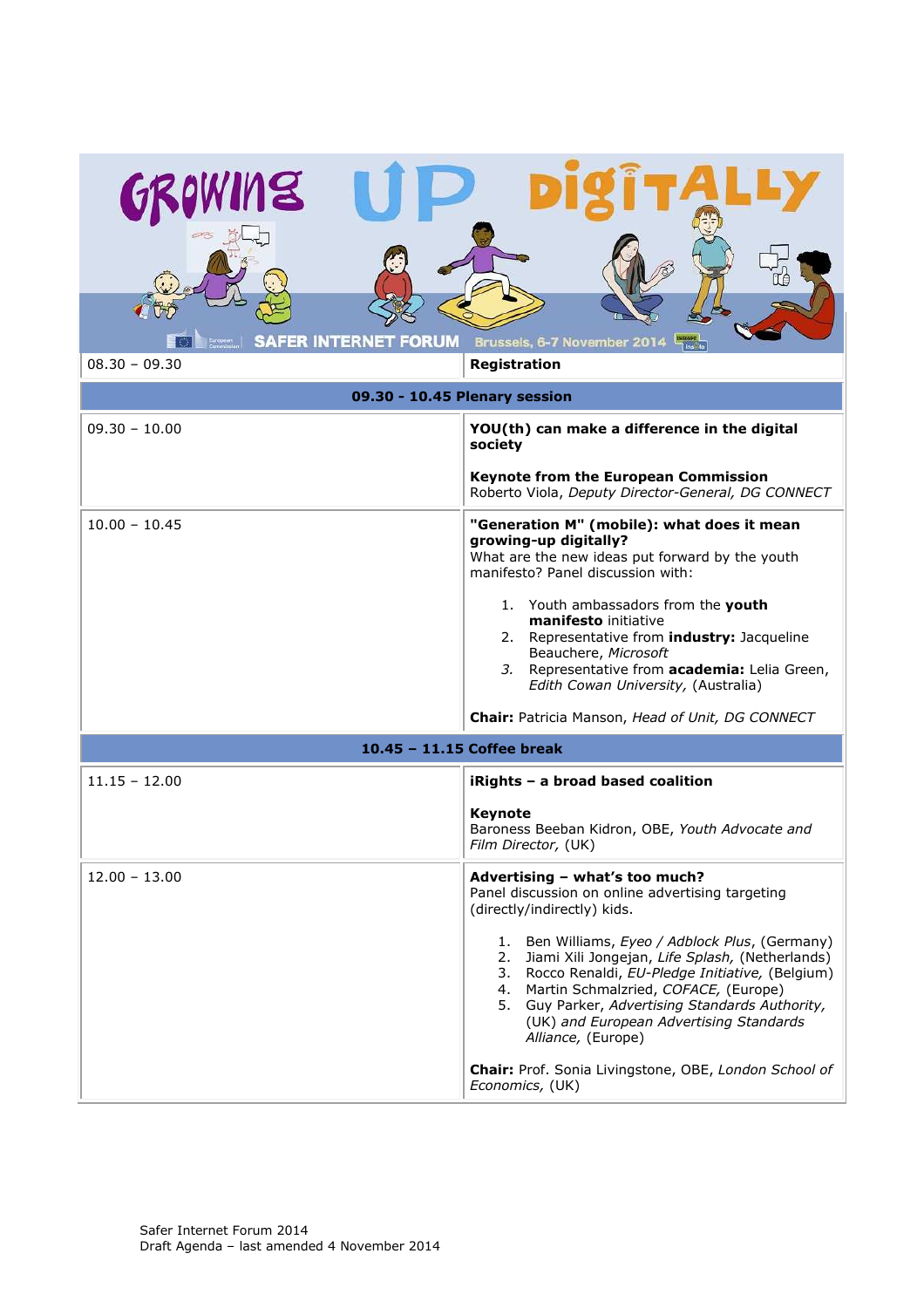# GROWING UP DIGITALLY

SAFER INTERNET FORUM Brussels, 6-7 November 2014

| 08.30 – 09.30 | **Registration** |
|---|---|
| **09.30 - 10.45 Plenary session** | |
| 09.30 – 10.00 | **YOU(th) can make a difference in the digital society**<br><br>**Keynote from the European Commission**<br>Roberto Viola, *Deputy Director-General, DG CONNECT* |
| 10.00 – 10.45 | **"Generation M" (mobile): what does it mean growing-up digitally?**<br>What are the new ideas put forward by the youth manifesto? Panel discussion with:<br><br>1. Youth ambassadors from the **youth manifesto** initiative<br>2. Representative from **industry:** Jacqueline Beauchere, *Microsoft*<br>3. Representative from **academia:** Lelia Green, *Edith Cowan University,* (Australia)<br><br>**Chair:** Patricia Manson, *Head of Unit, DG CONNECT* |
| **10.45 – 11.15 Coffee break** | |
| 11.15 – 12.00 | **iRights – a broad based coalition**<br><br>**Keynote**<br>Baroness Beeban Kidron, OBE, *Youth Advocate and Film Director,* (UK) |
| 12.00 – 13.00 | **Advertising – what's too much?**<br>Panel discussion on online advertising targeting (directly/indirectly) kids.<br><br>1. Ben Williams, *Eyeo / Adblock Plus*, (Germany)<br>2. Jiami Xili Jongejan, *Life Splash,* (Netherlands)<br>3. Rocco Renaldi, *EU-Pledge Initiative,* (Belgium)<br>4. Martin Schmalzried, *COFACE,* (Europe)<br>5. Guy Parker, *Advertising Standards Authority,* (UK) *and European Advertising Standards Alliance,* (Europe)<br><br>**Chair:** Prof. Sonia Livingstone, OBE, *London School of Economics,* (UK) |

Safer Internet Forum 2014
Draft Agenda – last amended 4 November 2014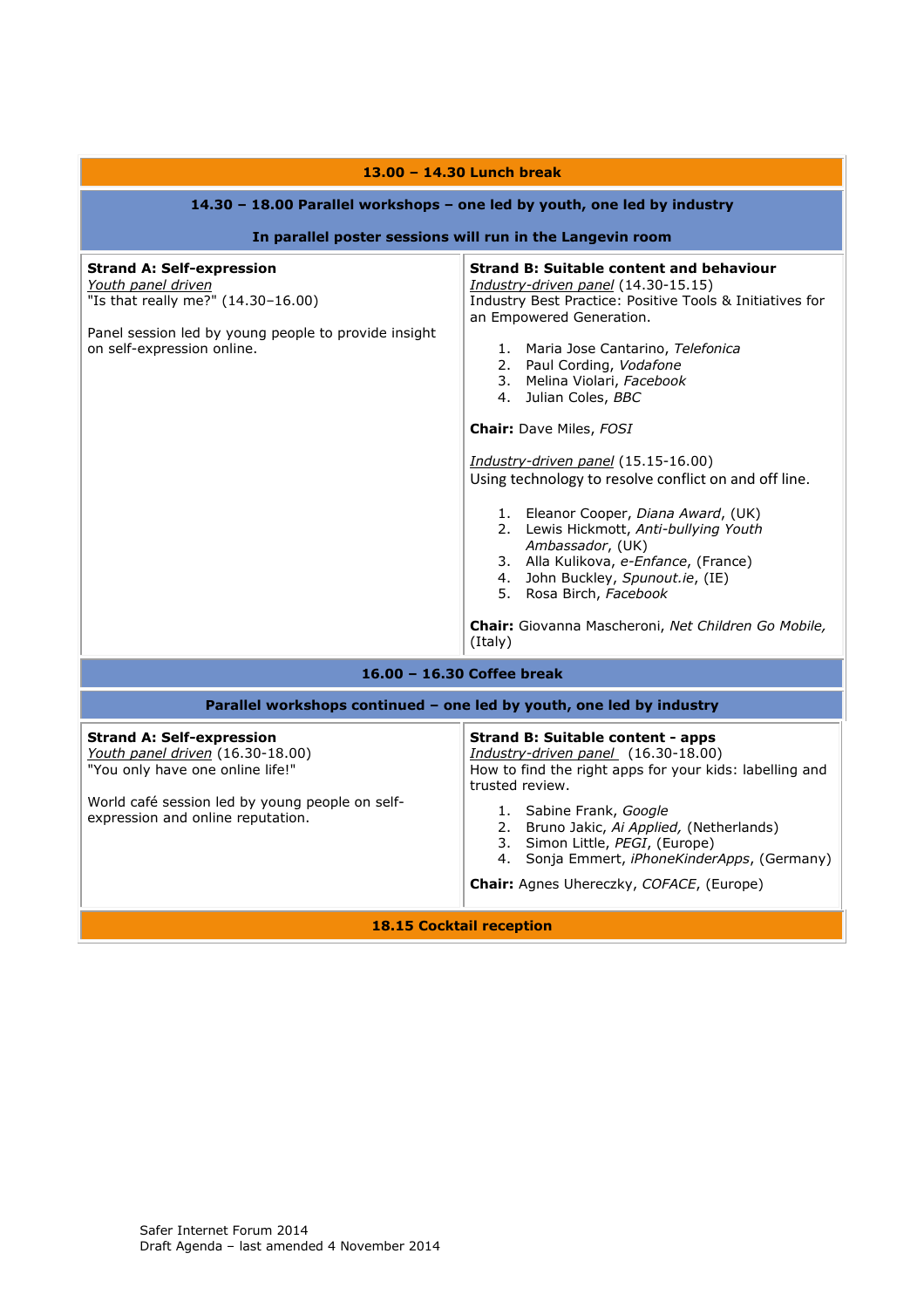| 13.00 – 14.30 Lunch break | |
|---|---|
| **14.30 – 18.00 Parallel workshops – one led by youth, one led by industry**<br><br>**In parallel poster sessions will run in the Langevin room** | |
| **Strand A: Self-expression**<br>_Youth panel driven_<br>"Is that really me?" (14.30–16.00)<br><br>Panel session led by young people to provide insight on self-expression online. | **Strand B: Suitable content and behaviour**<br>_Industry-driven panel_ (14.30-15.15)<br>Industry Best Practice: Positive Tools & Initiatives for an Empowered Generation.<br><br>1. Maria Jose Cantarino, *Telefonica*<br>2. Paul Cording, *Vodafone*<br>3. Melina Violari, *Facebook*<br>4. Julian Coles, *BBC*<br><br>**Chair:** Dave Miles, *FOSI*<br><br>_Industry-driven panel_ (15.15-16.00)<br>Using technology to resolve conflict on and off line.<br><br>1. Eleanor Cooper, *Diana Award*, (UK)<br>2. Lewis Hickmott, *Anti-bullying Youth Ambassador*, (UK)<br>3. Alla Kulikova, *e-Enfance*, (France)<br>4. John Buckley, *Spunout.ie*, (IE)<br>5. Rosa Birch, *Facebook*<br><br>**Chair:** Giovanna Mascheroni, *Net Children Go Mobile*, (Italy) |
| **16.00 – 16.30 Coffee break** | |
| **Parallel workshops continued – one led by youth, one led by industry** | |
| **Strand A: Self-expression**<br>_Youth panel driven_ (16.30-18.00)<br>"You only have one online life!"<br><br>World café session led by young people on self-expression and online reputation. | **Strand B: Suitable content - apps**<br>_Industry-driven panel_ (16.30-18.00)<br>How to find the right apps for your kids: labelling and trusted review.<br><br>1. Sabine Frank, *Google*<br>2. Bruno Jakic, *Ai Applied*, (Netherlands)<br>3. Simon Little, *PEGI*, (Europe)<br>4. Sonja Emmert, *iPhoneKinderApps*, (Germany)<br><br>**Chair:** Agnes Uhereczky, *COFACE*, (Europe) |
| **18.15 Cocktail reception** | |

Safer Internet Forum 2014
Draft Agenda – last amended 4 November 2014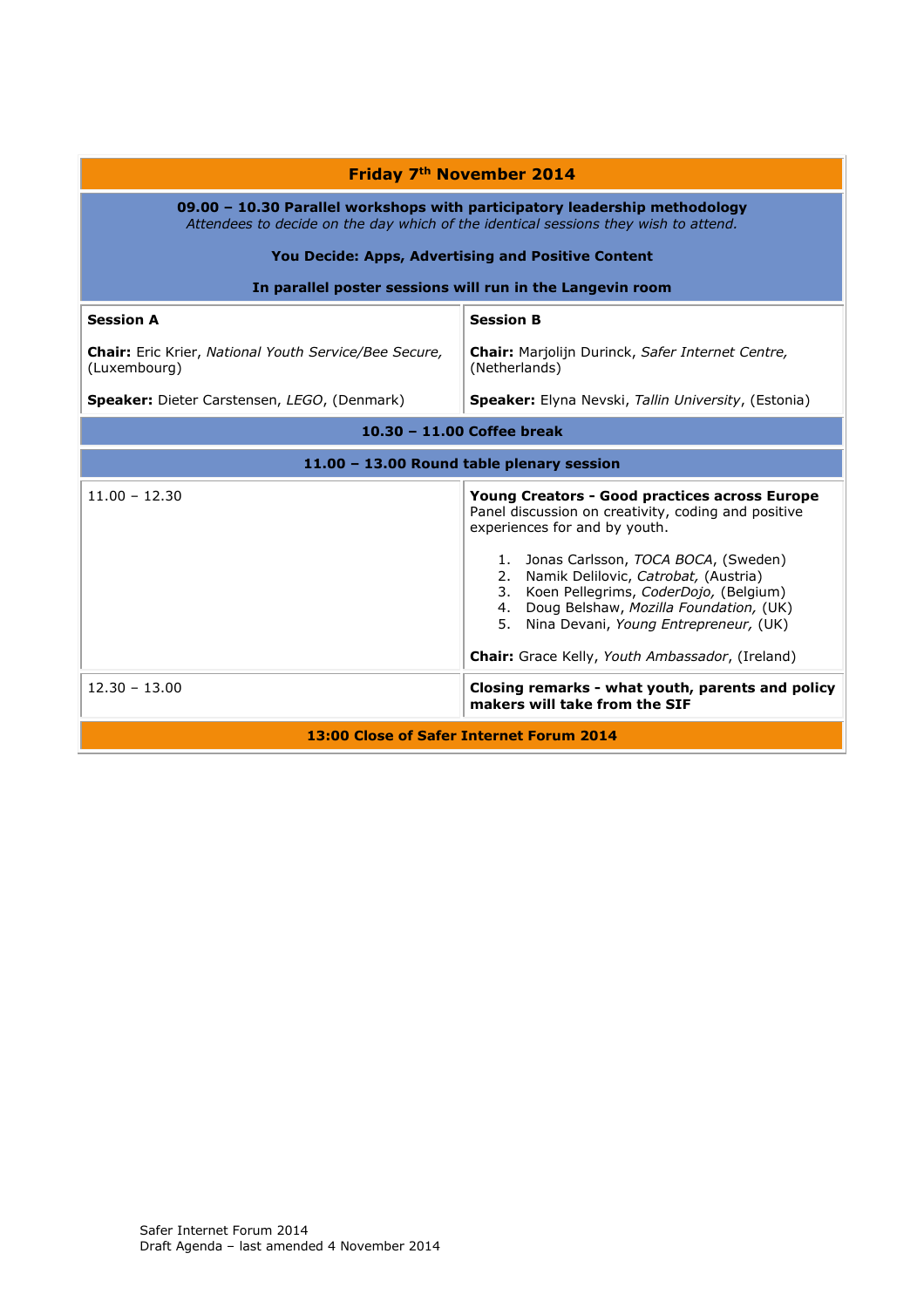| Friday 7th November 2014 | |
|---|---|
| **09.00 – 10.30 Parallel workshops with participatory leadership methodology**<br>*Attendees to decide on the day which of the identical sessions they wish to attend.*<br><br>**You Decide: Apps, Advertising and Positive Content**<br><br>**In parallel poster sessions will run in the Langevin room** | |
| **Session A**<br><br>**Chair:** Eric Krier, *National Youth Service/Bee Secure*, (Luxembourg)<br><br>**Speaker:** Dieter Carstensen, *LEGO*, (Denmark) | **Session B**<br><br>**Chair:** Marjolijn Durinck, *Safer Internet Centre*, (Netherlands)<br><br>**Speaker:** Elyna Nevski, *Tallin University*, (Estonia) |
| **10.30 – 11.00 Coffee break** | |
| **11.00 – 13.00 Round table plenary session** | |
| 11.00 – 12.30 | **Young Creators - Good practices across Europe**<br>Panel discussion on creativity, coding and positive experiences for and by youth.<br><br>1. Jonas Carlsson, *TOCA BOCA*, (Sweden)<br>2. Namik Delilovic, *Catrobat*, (Austria)<br>3. Koen Pellegrims, *CoderDojo*, (Belgium)<br>4. Doug Belshaw, *Mozilla Foundation*, (UK)<br>5. Nina Devani, *Young Entrepreneur*, (UK)<br><br>**Chair:** Grace Kelly, *Youth Ambassador*, (Ireland) |
| 12.30 – 13.00 | **Closing remarks - what youth, parents and policy makers will take from the SIF** |
| **13:00 Close of Safer Internet Forum 2014** | |

Safer Internet Forum 2014
Draft Agenda – last amended 4 November 2014